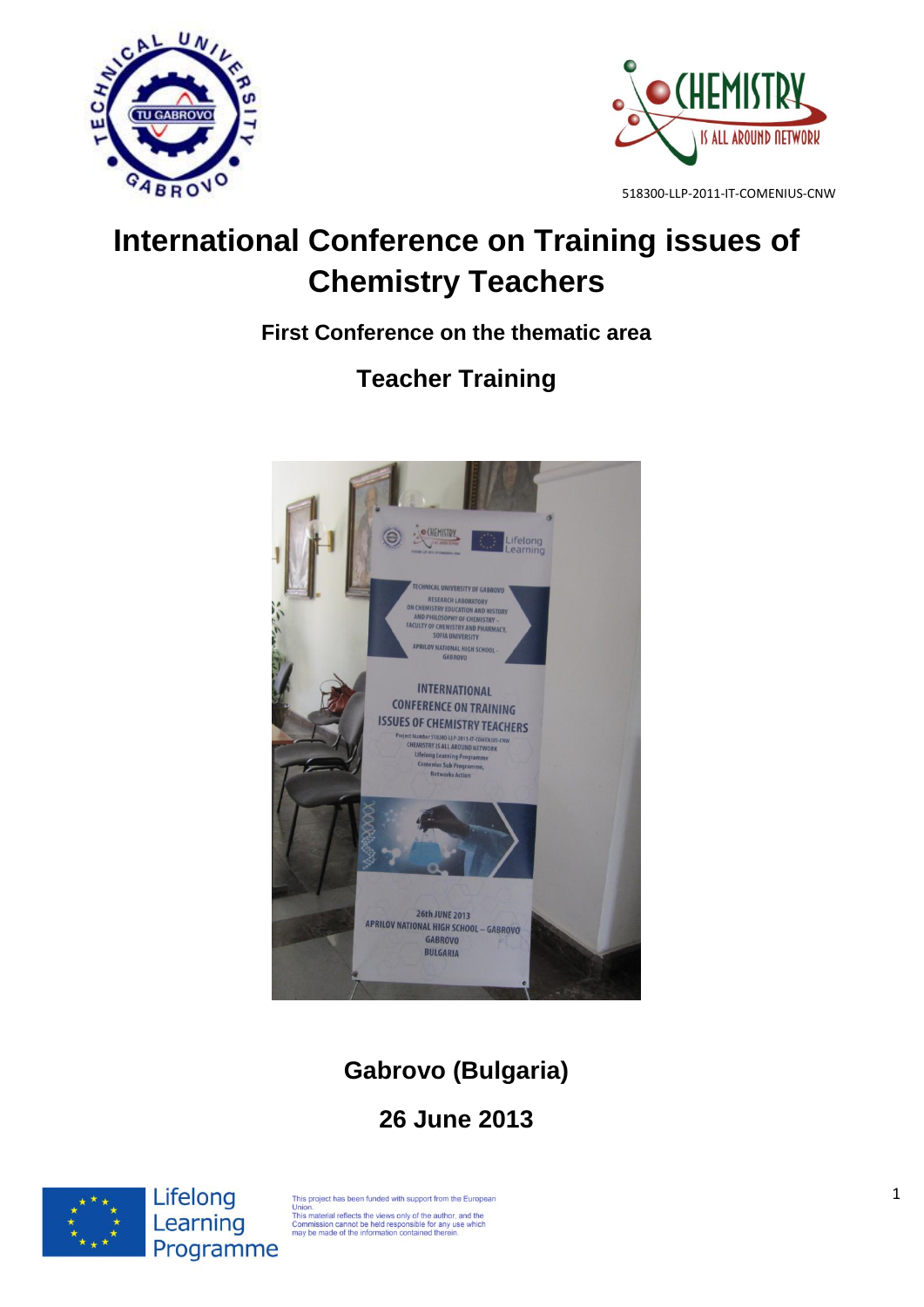518300-LLP-2011-IT-COMENIUS-CNW

# International Conference on Training issues of Chemistry Teachers

### First Conference on the thematic area

## Teacher Training

### Gabrovo (Bulgaria)

### 26 June 2013

This project has been funded with support from the European Union.
This material reflects the views only of the author, and the Commission cannot be held responsible for any use which may be made of the information contained therein.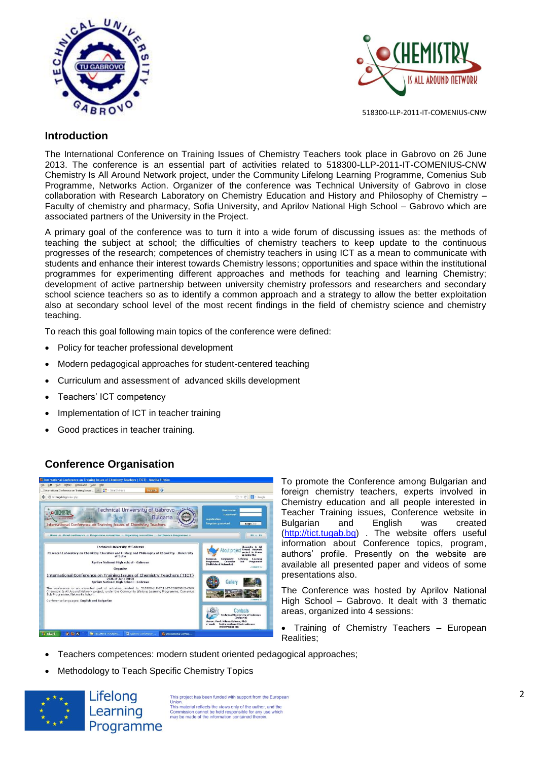518300-LLP-2011-IT-COMENIUS-CNW

## Introduction

The International Conference on Training Issues of Chemistry Teachers took place in Gabrovo on 26 June 2013. The conference is an essential part of activities related to 518300-LLP-2011-IT-COMENIUS-CNW Chemistry Is All Around Network project, under the Community Lifelong Learning Programme, Comenius Sub Programme, Networks Action. Organizer of the conference was Technical University of Gabrovo in close collaboration with Research Laboratory on Chemistry Education and History and Philosophy of Chemistry – Faculty of chemistry and pharmacy, Sofia University, and Aprilov National High School – Gabrovo which are associated partners of the University in the Project.

A primary goal of the conference was to turn it into a wide forum of discussing issues as: the methods of teaching the subject at school; the difficulties of chemistry teachers to keep update to the continuous progresses of the research; competences of chemistry teachers in using ICT as a mean to communicate with students and enhance their interest towards Chemistry lessons; opportunities and space within the institutional programmes for experimenting different approaches and methods for teaching and learning Chemistry; development of active partnership between university chemistry professors and researchers and secondary school science teachers so as to identify a common approach and a strategy to allow the better exploitation also at secondary school level of the most recent findings in the field of chemistry science and chemistry teaching.

To reach this goal following main topics of the conference were defined:

- Policy for teacher professional development
- Modern pedagogical approaches for student-centered teaching
- Curriculum and assessment of advanced skills development
- Teachers' ICT competency
- Implementation of ICT in teacher training
- Good practices in teacher training.

## Conference Organisation

To promote the Conference among Bulgarian and foreign chemistry teachers, experts involved in Chemistry education and all people interested in Teacher Training issues, Conference website in Bulgarian and English was created (http://tict.tugab.bg) . The website offers useful information about Conference topics, program, authors' profile. Presently on the website are available all presented paper and videos of some presentations also.

The Conference was hosted by Aprilov National High School – Gabrovo. It dealt with 3 thematic areas, organized into 4 sessions:

- Training of Chemistry Teachers – European Realities;
- Teachers competences: modern student oriented pedagogical approaches;
- Methodology to Teach Specific Chemistry Topics

This project has been funded with support from the European Union.
This material reflects the views only of the author, and the Commission cannot be held responsible for any use which may be made of the information contained therein.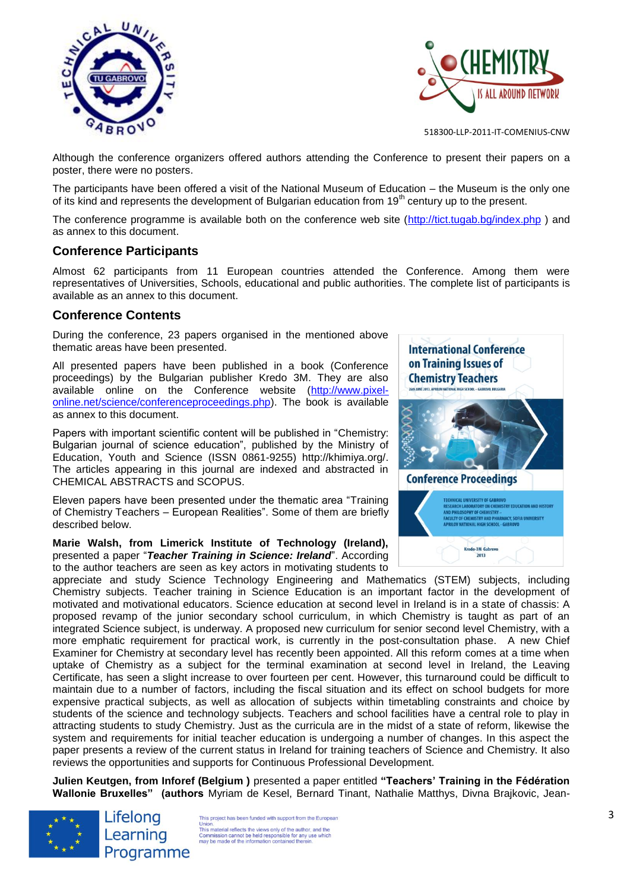Although the conference organizers offered authors attending the Conference to present their papers on a poster, there were no posters.

The participants have been offered a visit of the National Museum of Education – the Museum is the only one of its kind and represents the development of Bulgarian education from 19th century up to the present.

The conference programme is available both on the conference web site (http://tict.tugab.bg/index.php ) and as annex to this document.

## Conference Participants

Almost 62 participants from 11 European countries attended the Conference. Among them were representatives of Universities, Schools, educational and public authorities. The complete list of participants is available as an annex to this document.

## Conference Contents

During the conference, 23 papers organised in the mentioned above thematic areas have been presented.

All presented papers have been published in a book (Conference proceedings) by the Bulgarian publisher Kredo 3M. They are also available online on the Conference website (http://www.pixel-online.net/science/conferenceproceedings.php). The book is available as annex to this document.

Papers with important scientific content will be published in "Chemistry: Bulgarian journal of science education", published by the Ministry of Education, Youth and Science (ISSN 0861-9255) http://khimiya.org/. The articles appearing in this journal are indexed and abstracted in CHEMICAL ABSTRACTS and SCOPUS.

Eleven papers have been presented under the thematic area "Training of Chemistry Teachers – European Realities". Some of them are briefly described below.

**Marie Walsh, from Limerick Institute of Technology (Ireland),** presented a paper "***Teacher Training in Science: Ireland***". According to the author teachers are seen as key actors in motivating students to appreciate and study Science Technology Engineering and Mathematics (STEM) subjects, including Chemistry subjects. Teacher training in Science Education is an important factor in the development of motivated and motivational educators. Science education at second level in Ireland is in a state of chassis: A proposed revamp of the junior secondary school curriculum, in which Chemistry is taught as part of an integrated Science subject, is underway. A proposed new curriculum for senior second level Chemistry, with a more emphatic requirement for practical work, is currently in the post-consultation phase. A new Chief Examiner for Chemistry at secondary level has recently been appointed. All this reform comes at a time when uptake of Chemistry as a subject for the terminal examination at second level in Ireland, the Leaving Certificate, has seen a slight increase to over fourteen per cent. However, this turnaround could be difficult to maintain due to a number of factors, including the fiscal situation and its effect on school budgets for more expensive practical subjects, as well as allocation of subjects within timetabling constraints and choice by students of the science and technology subjects. Teachers and school facilities have a central role to play in attracting students to study Chemistry. Just as the curricula are in the midst of a state of reform, likewise the system and requirements for initial teacher education is undergoing a number of changes. In this aspect the paper presents a review of the current status in Ireland for training teachers of Science and Chemistry. It also reviews the opportunities and supports for Continuous Professional Development.

**Julien Keutgen, from Inforef (Belgium )** presented a paper entitled **"Teachers' Training in the Fédération Wallonie Bruxelles" (authors** Myriam de Kesel, Bernard Tinant, Nathalie Matthys, Divna Brajkovic, Jean-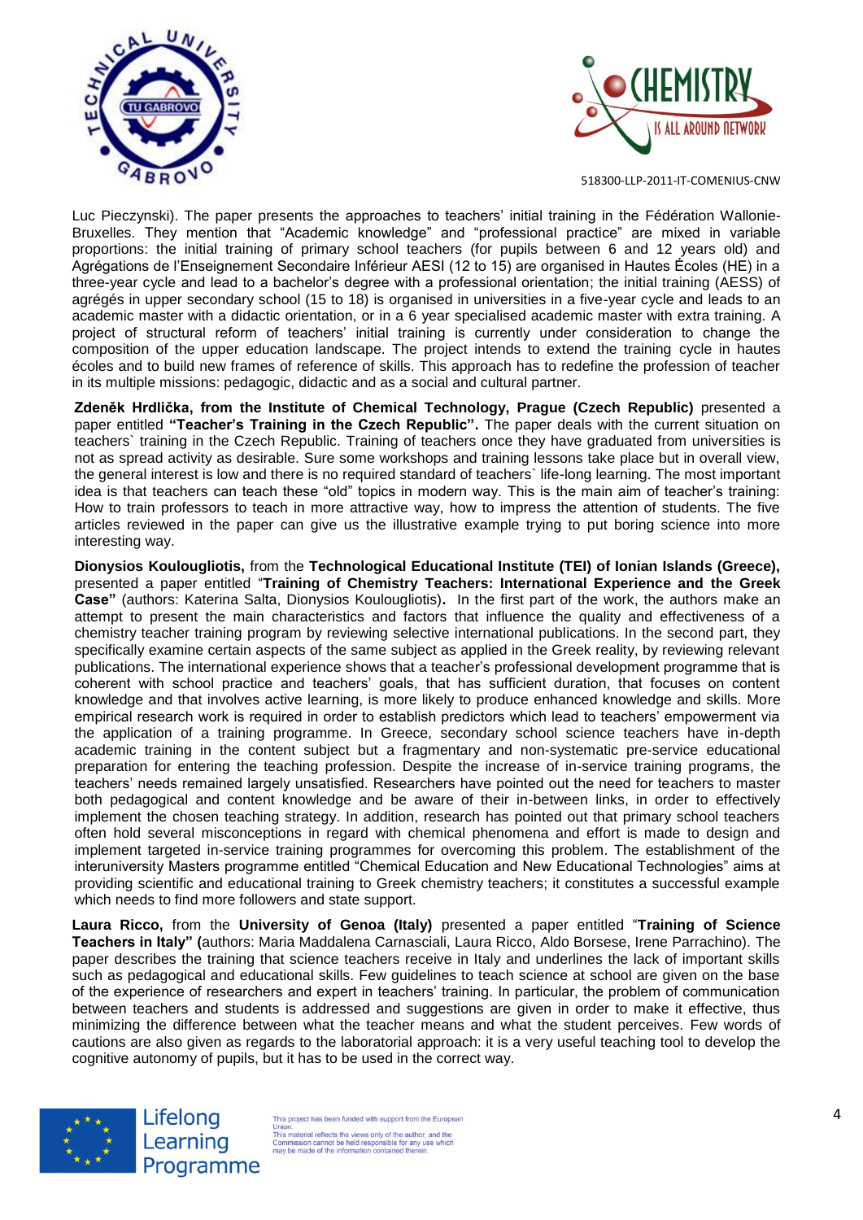Luc Pieczynski). The paper presents the approaches to teachers' initial training in the Fédération Wallonie-Bruxelles. They mention that "Academic knowledge" and "professional practice" are mixed in variable proportions: the initial training of primary school teachers (for pupils between 6 and 12 years old) and Agrégations de l'Enseignement Secondaire Inférieur AESI (12 to 15) are organised in Hautes Écoles (HE) in a three-year cycle and lead to a bachelor's degree with a professional orientation; the initial training (AESS) of agrégés in upper secondary school (15 to 18) is organised in universities in a five-year cycle and leads to an academic master with a didactic orientation, or in a 6 year specialised academic master with extra training. A project of structural reform of teachers' initial training is currently under consideration to change the composition of the upper education landscape. The project intends to extend the training cycle in hautes écoles and to build new frames of reference of skills. This approach has to redefine the profession of teacher in its multiple missions: pedagogic, didactic and as a social and cultural partner.

**Zdeněk Hrdlička, from the Institute of Chemical Technology, Prague (Czech Republic)** presented a paper entitled **"Teacher's Training in the Czech Republic".** The paper deals with the current situation on teachers` training in the Czech Republic. Training of teachers once they have graduated from universities is not as spread activity as desirable. Sure some workshops and training lessons take place but in overall view, the general interest is low and there is no required standard of teachers` life-long learning. The most important idea is that teachers can teach these "old" topics in modern way. This is the main aim of teacher's training: How to train professors to teach in more attractive way, how to impress the attention of students. The five articles reviewed in the paper can give us the illustrative example trying to put boring science into more interesting way.

**Dionysios Koulougliotis,** from the **Technological Educational Institute (TEI) of Ionian Islands (Greece),** presented a paper entitled "**Training of Chemistry Teachers: International Experience and the Greek Case"** (authors: Katerina Salta, Dionysios Koulougliotis)**.** In the first part of the work, the authors make an attempt to present the main characteristics and factors that influence the quality and effectiveness of a chemistry teacher training program by reviewing selective international publications. In the second part, they specifically examine certain aspects of the same subject as applied in the Greek reality, by reviewing relevant publications. The international experience shows that a teacher's professional development programme that is coherent with school practice and teachers' goals, that has sufficient duration, that focuses on content knowledge and that involves active learning, is more likely to produce enhanced knowledge and skills. More empirical research work is required in order to establish predictors which lead to teachers' empowerment via the application of a training programme. In Greece, secondary school science teachers have in-depth academic training in the content subject but a fragmentary and non-systematic pre-service educational preparation for entering the teaching profession. Despite the increase of in-service training programs, the teachers' needs remained largely unsatisfied. Researchers have pointed out the need for teachers to master both pedagogical and content knowledge and be aware of their in-between links, in order to effectively implement the chosen teaching strategy. In addition, research has pointed out that primary school teachers often hold several misconceptions in regard with chemical phenomena and effort is made to design and implement targeted in-service training programmes for overcoming this problem. The establishment of the interuniversity Masters programme entitled "Chemical Education and New Educational Technologies" aims at providing scientific and educational training to Greek chemistry teachers; it constitutes a successful example which needs to find more followers and state support.

**Laura Ricco,** from the **University of Genoa (Italy)** presented a paper entitled "**Training of Science Teachers in Italy" (**authors: Maria Maddalena Carnasciali, Laura Ricco, Aldo Borsese, Irene Parrachino). The paper describes the training that science teachers receive in Italy and underlines the lack of important skills such as pedagogical and educational skills. Few guidelines to teach science at school are given on the base of the experience of researchers and expert in teachers' training. In particular, the problem of communication between teachers and students is addressed and suggestions are given in order to make it effective, thus minimizing the difference between what the teacher means and what the student perceives. Few words of cautions are also given as regards to the laboratorial approach: it is a very useful teaching tool to develop the cognitive autonomy of pupils, but it has to be used in the correct way.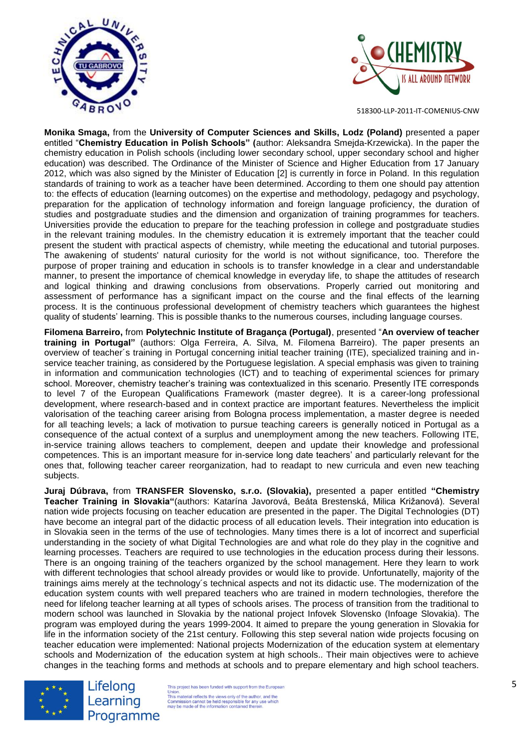**Monika Smaga,** from the **University of Computer Sciences and Skills, Lodz (Poland)** presented a paper entitled "**Chemistry Education in Polish Schools" (**author: Aleksandra Smejda-Krzewicka). In the paper the chemistry education in Polish schools (including lower secondary school, upper secondary school and higher education) was described. The Ordinance of the Minister of Science and Higher Education from 17 January 2012, which was also signed by the Minister of Education [2] is currently in force in Poland. In this regulation standards of training to work as a teacher have been determined. According to them one should pay attention to: the effects of education (learning outcomes) on the expertise and methodology, pedagogy and psychology, preparation for the application of technology information and foreign language proficiency, the duration of studies and postgraduate studies and the dimension and organization of training programmes for teachers. Universities provide the education to prepare for the teaching profession in college and postgraduate studies in the relevant training modules. In the chemistry education it is extremely important that the teacher could present the student with practical aspects of chemistry, while meeting the educational and tutorial purposes. The awakening of students' natural curiosity for the world is not without significance, too. Therefore the purpose of proper training and education in schools is to transfer knowledge in a clear and understandable manner, to present the importance of chemical knowledge in everyday life, to shape the attitudes of research and logical thinking and drawing conclusions from observations. Properly carried out monitoring and assessment of performance has a significant impact on the course and the final effects of the learning process. It is the continuous professional development of chemistry teachers which guarantees the highest quality of students' learning. This is possible thanks to the numerous courses, including language courses.

**Filomena Barreiro,** from **Polytechnic Institute of Bragança (Portugal)**, presented "**An overview of teacher training in Portugal"** (authors: Olga Ferreira, A. Silva, M. Filomena Barreiro). The paper presents an overview of teacher´s training in Portugal concerning initial teacher training (ITE), specialized training and in-service teacher training, as considered by the Portuguese legislation. A special emphasis was given to training in information and communication technologies (ICT) and to teaching of experimental sciences for primary school. Moreover, chemistry teacher's training was contextualized in this scenario. Presently ITE corresponds to level 7 of the European Qualifications Framework (master degree). It is a career-long professional development, where research-based and in context practice are important features. Nevertheless the implicit valorisation of the teaching career arising from Bologna process implementation, a master degree is needed for all teaching levels; a lack of motivation to pursue teaching careers is generally noticed in Portugal as a consequence of the actual context of a surplus and unemployment among the new teachers. Following ITE, in-service training allows teachers to complement, deepen and update their knowledge and professional competences. This is an important measure for in-service long date teachers' and particularly relevant for the ones that, following teacher career reorganization, had to readapt to new curricula and even new teaching subjects.

**Juraj Dúbrava,** from **TRANSFER Slovensko, s.r.o. (Slovakia),** presented a paper entitled **"Chemistry Teacher Training in Slovakia"**(authors: Katarína Javorová, Beáta Brestenská, Milica Križanová). Several nation wide projects focusing on teacher education are presented in the paper. The Digital Technologies (DT) have become an integral part of the didactic process of all education levels. Their integration into education is in Slovakia seen in the terms of the use of technologies. Many times there is a lot of incorrect and superficial understanding in the society of what Digital Technologies are and what role do they play in the cognitive and learning processes. Teachers are required to use technologies in the education process during their lessons. There is an ongoing training of the teachers organized by the school management. Here they learn to work with different technologies that school already provides or would like to provide. Unfortunately, majority of the trainings aims merely at the technology´s technical aspects and not its didactic use. The modernization of the education system counts with well prepared teachers who are trained in modern technologies, therefore the need for lifelong teacher learning at all types of schools arises. The process of transition from the traditional to modern school was launched in Slovakia by the national project Infovek Slovensko (Infoage Slovakia). The program was employed during the years 1999-2004. It aimed to prepare the young generation in Slovakia for life in the information society of the 21st century. Following this step several nation wide projects focusing on teacher education were implemented: National projects Modernization of the education system at elementary schools and Modernization of the education system at high schools.. Their main objectives were to achieve changes in the teaching forms and methods at schools and to prepare elementary and high school teachers.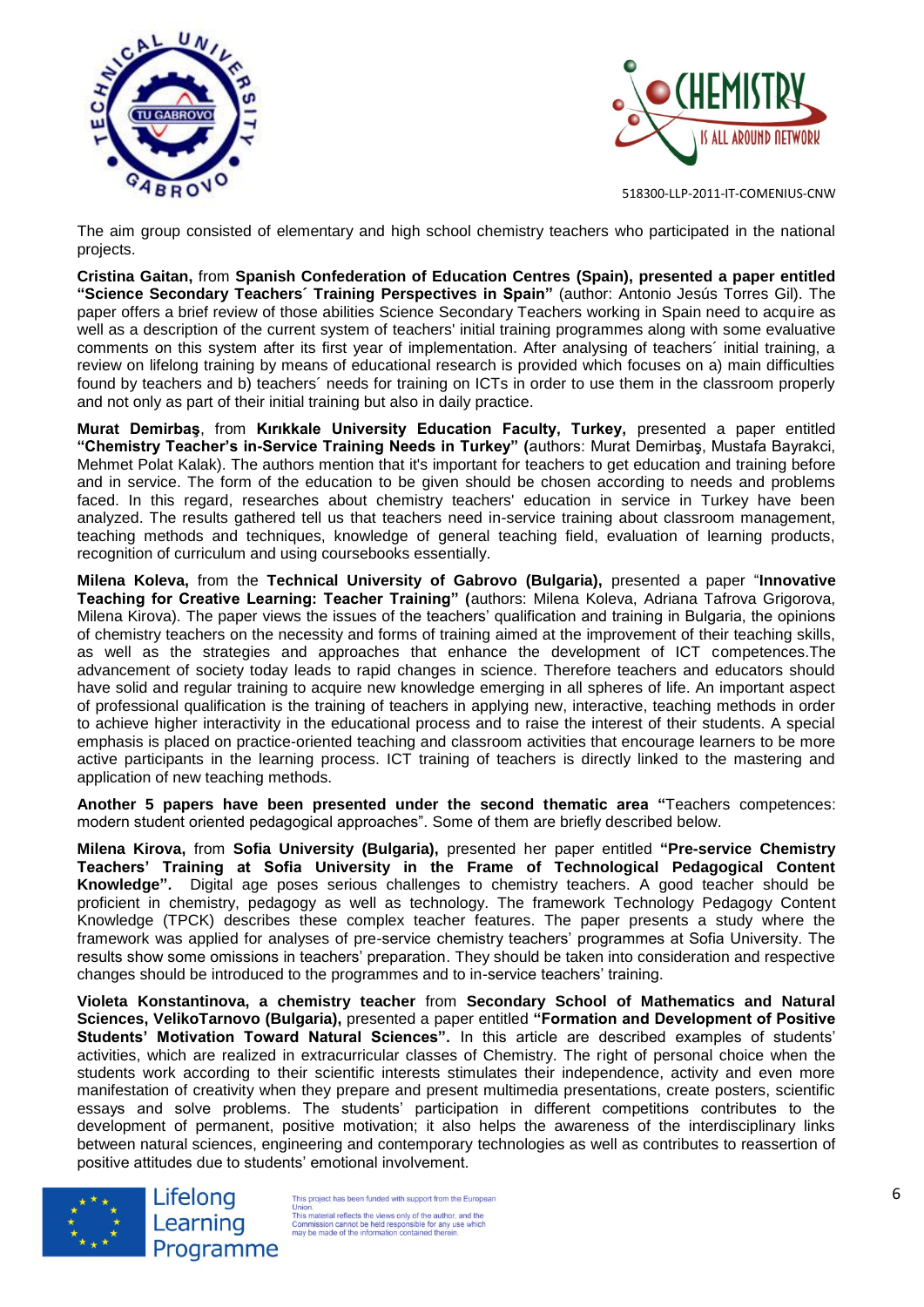The aim group consisted of elementary and high school chemistry teachers who participated in the national projects.

**Cristina Gaitan,** from **Spanish Confederation of Education Centres (Spain), presented a paper entitled "Science Secondary Teachers´ Training Perspectives in Spain"** (author: Antonio Jesús Torres Gil). The paper offers a brief review of those abilities Science Secondary Teachers working in Spain need to acquire as well as a description of the current system of teachers' initial training programmes along with some evaluative comments on this system after its first year of implementation. After analysing of teachers´ initial training, a review on lifelong training by means of educational research is provided which focuses on a) main difficulties found by teachers and b) teachers´ needs for training on ICTs in order to use them in the classroom properly and not only as part of their initial training but also in daily practice.

**Murat Demirbaş**, from **Kırıkkale University Education Faculty, Turkey,** presented a paper entitled **"Chemistry Teacher's in-Service Training Needs in Turkey" (**authors: Murat Demirbaş, Mustafa Bayrakci, Mehmet Polat Kalak). The authors mention that it's important for teachers to get education and training before and in service. The form of the education to be given should be chosen according to needs and problems faced. In this regard, researches about chemistry teachers' education in service in Turkey have been analyzed. The results gathered tell us that teachers need in-service training about classroom management, teaching methods and techniques, knowledge of general teaching field, evaluation of learning products, recognition of curriculum and using coursebooks essentially.

**Milena Koleva,** from the **Technical University of Gabrovo (Bulgaria),** presented a paper "**Innovative Teaching for Creative Learning: Teacher Training" (**authors: Milena Koleva, Adriana Tafrova Grigorova, Milena Kirova). The paper views the issues of the teachers' qualification and training in Bulgaria, the opinions of chemistry teachers on the necessity and forms of training aimed at the improvement of their teaching skills, as well as the strategies and approaches that enhance the development of ICT competences.The advancement of society today leads to rapid changes in science. Therefore teachers and educators should have solid and regular training to acquire new knowledge emerging in all spheres of life. An important aspect of professional qualification is the training of teachers in applying new, interactive, teaching methods in order to achieve higher interactivity in the educational process and to raise the interest of their students. A special emphasis is placed on practice-oriented teaching and classroom activities that encourage learners to be more active participants in the learning process. ICT training of teachers is directly linked to the mastering and application of new teaching methods.

**Another 5 papers have been presented under the second thematic area "**Teachers competences: modern student oriented pedagogical approaches". Some of them are briefly described below.

**Milena Kirova,** from **Sofia University (Bulgaria),** presented her paper entitled **"Pre-service Chemistry Teachers' Training at Sofia University in the Frame of Technological Pedagogical Content Knowledge".** Digital age poses serious challenges to chemistry teachers. A good teacher should be proficient in chemistry, pedagogy as well as technology. The framework Technology Pedagogy Content Knowledge (TPCK) describes these complex teacher features. The paper presents a study where the framework was applied for analyses of pre-service chemistry teachers' programmes at Sofia University. The results show some omissions in teachers' preparation. They should be taken into consideration and respective changes should be introduced to the programmes and to in-service teachers' training.

**Violeta Konstantinova, a chemistry teacher** from **Secondary School of Mathematics and Natural Sciences, VelikoTarnovo (Bulgaria),** presented a paper entitled **"Formation and Development of Positive Students' Motivation Toward Natural Sciences".** In this article are described examples of students' activities, which are realized in extracurricular classes of Chemistry. The right of personal choice when the students work according to their scientific interests stimulates their independence, activity and even more manifestation of creativity when they prepare and present multimedia presentations, create posters, scientific essays and solve problems. The students' participation in different competitions contributes to the development of permanent, positive motivation; it also helps the awareness of the interdisciplinary links between natural sciences, engineering and contemporary technologies as well as contributes to reassertion of positive attitudes due to students' emotional involvement.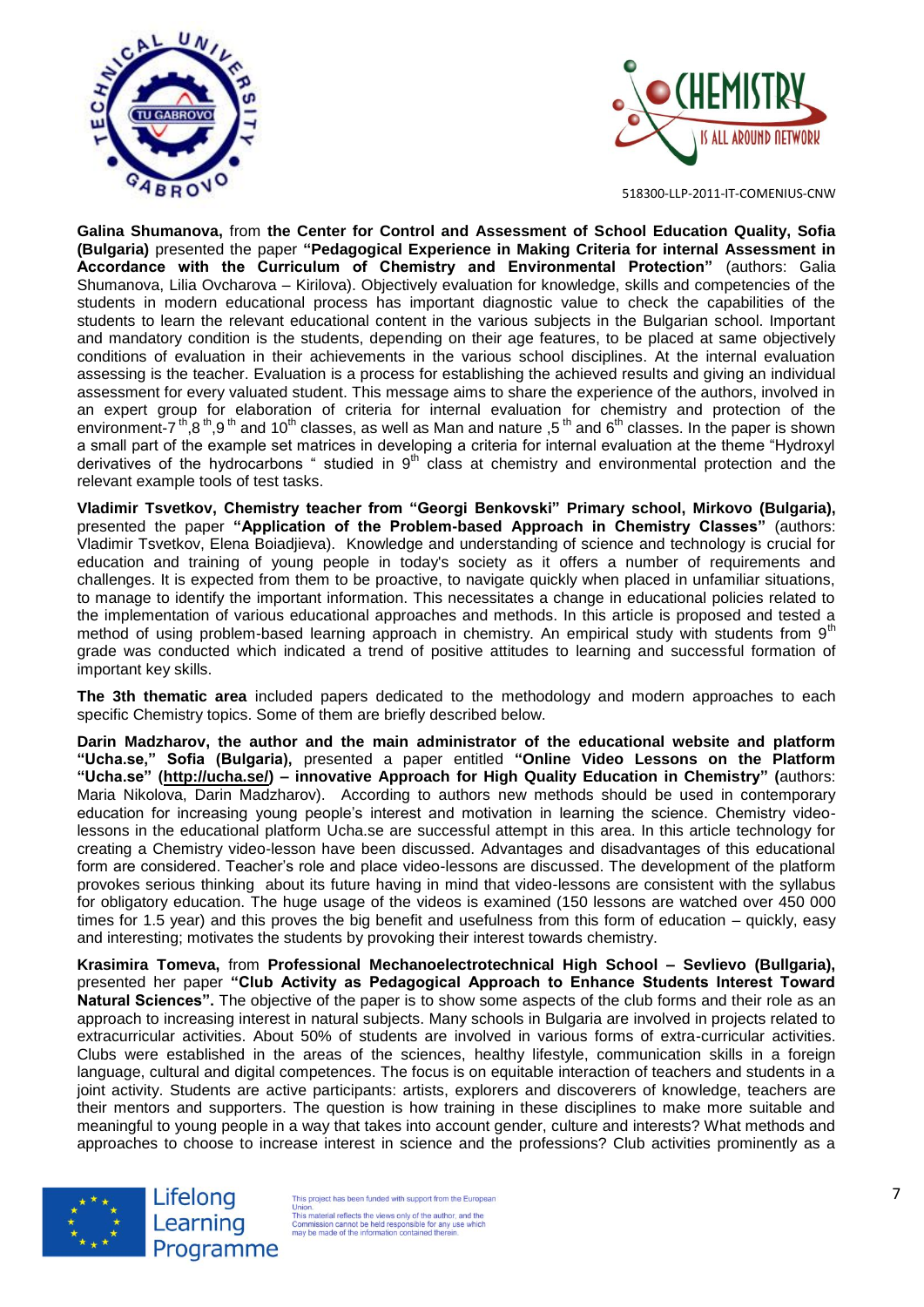**Galina Shumanova,** from **the Center for Control and Assessment of School Education Quality, Sofia (Bulgaria)** presented the paper **"Pedagogical Experience in Making Criteria for internal Assessment in Accordance with the Curriculum of Chemistry and Environmental Protection"** (authors: Galia Shumanova, Lilia Ovcharova – Kirilova). Objectively evaluation for knowledge, skills and competencies of the students in modern educational process has important diagnostic value to check the capabilities of the students to learn the relevant educational content in the various subjects in the Bulgarian school. Important and mandatory condition is the students, depending on their age features, to be placed at same objectively conditions of evaluation in their achievements in the various school disciplines. At the internal evaluation assessing is the teacher. Evaluation is a process for establishing the achieved results and giving an individual assessment for every valuated student. This message aims to share the experience of the authors, involved in an expert group for elaboration of criteria for internal evaluation for chemistry and protection of the environment-7$^{th}$,8$^{th}$,9$^{th}$ and 10$^{th}$ classes, as well as Man and nature ,5$^{th}$ and 6$^{th}$ classes. In the paper is shown a small part of the example set matrices in developing a criteria for internal evaluation at the theme "Hydroxyl derivatives of the hydrocarbons " studied in 9$^{th}$ class at chemistry and environmental protection and the relevant example tools of test tasks.

**Vladimir Tsvetkov, Chemistry teacher from "Georgi Benkovski" Primary school, Mirkovo (Bulgaria),** presented the paper **"Application of the Problem-based Approach in Chemistry Classes"** (authors: Vladimir Tsvetkov, Elena Boiadjieva). Knowledge and understanding of science and technology is crucial for education and training of young people in today's society as it offers a number of requirements and challenges. It is expected from them to be proactive, to navigate quickly when placed in unfamiliar situations, to manage to identify the important information. This necessitates a change in educational policies related to the implementation of various educational approaches and methods. In this article is proposed and tested a method of using problem-based learning approach in chemistry. An empirical study with students from 9$^{th}$ grade was conducted which indicated a trend of positive attitudes to learning and successful formation of important key skills.

**The 3th thematic area** included papers dedicated to the methodology and modern approaches to each specific Chemistry topics. Some of them are briefly described below.

**Darin Madzharov, the author and the main administrator of the educational website and platform "Ucha.se," Sofia (Bulgaria),** presented a paper entitled **"Online Video Lessons on the Platform "Ucha.se" (http://ucha.se/) – innovative Approach for High Quality Education in Chemistry" (**authors: Maria Nikolova, Darin Madzharov). According to authors new methods should be used in contemporary education for increasing young people's interest and motivation in learning the science. Chemistry video-lessons in the educational platform Ucha.se are successful attempt in this area. In this article technology for creating a Chemistry video-lesson have been discussed. Advantages and disadvantages of this educational form are considered. Teacher's role and place video-lessons are discussed. The development of the platform provokes serious thinking about its future having in mind that video-lessons are consistent with the syllabus for obligatory education. The huge usage of the videos is examined (150 lessons are watched over 450 000 times for 1.5 year) and this proves the big benefit and usefulness from this form of education – quickly, easy and interesting; motivates the students by provoking their interest towards chemistry.

**Krasimira Tomeva,** from **Professional Mechanoelectrotechnical High School – Sevlievo (Bullgaria),** presented her paper **"Club Activity as Pedagogical Approach to Enhance Students Interest Toward Natural Sciences".** The objective of the paper is to show some aspects of the club forms and their role as an approach to increasing interest in natural subjects. Many schools in Bulgaria are involved in projects related to extracurricular activities. About 50% of students are involved in various forms of extra-curricular activities. Clubs were established in the areas of the sciences, healthy lifestyle, communication skills in a foreign language, cultural and digital competences. The focus is on equitable interaction of teachers and students in a joint activity. Students are active participants: artists, explorers and discoverers of knowledge, teachers are their mentors and supporters. The question is how training in these disciplines to make more suitable and meaningful to young people in a way that takes into account gender, culture and interests? What methods and approaches to choose to increase interest in science and the professions? Club activities prominently as a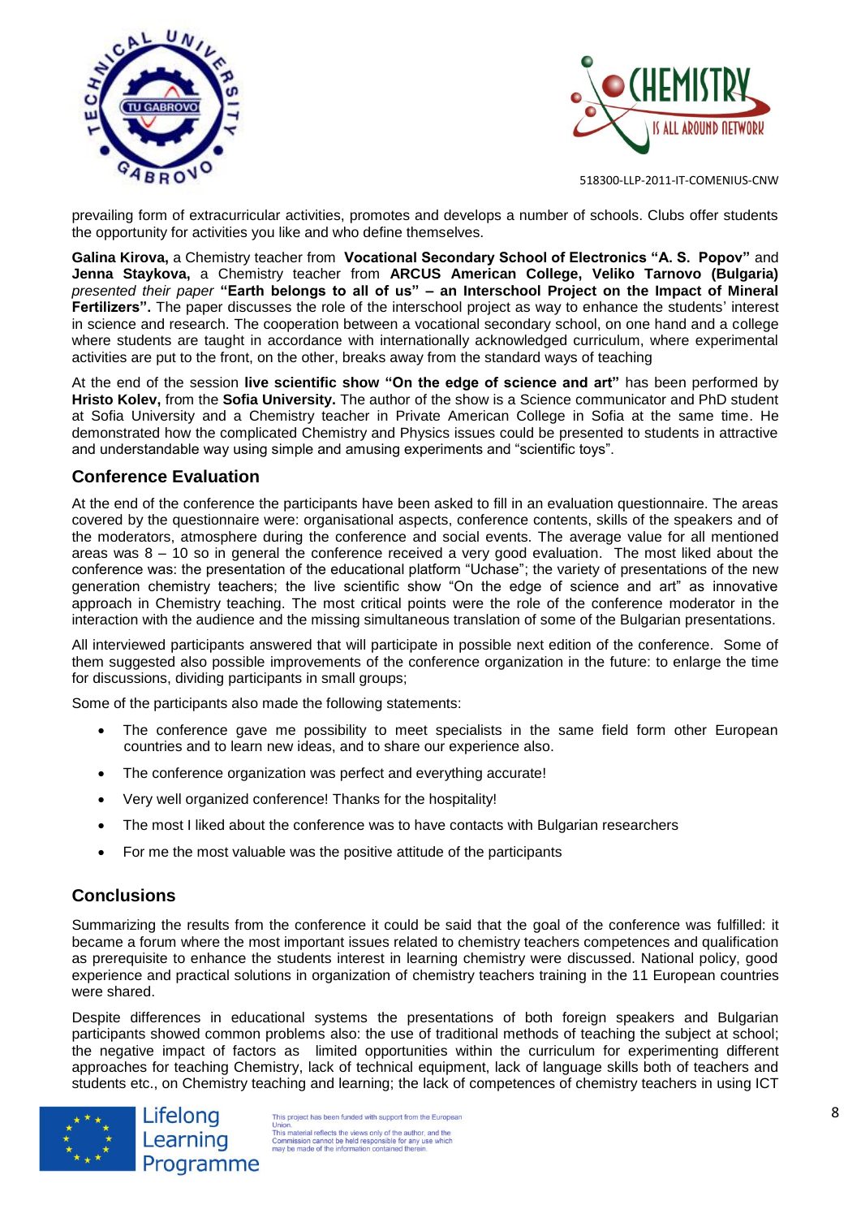prevailing form of extracurricular activities, promotes and develops a number of schools. Clubs offer students the opportunity for activities you like and who define themselves.

**Galina Kirova,** a Chemistry teacher from **Vocational Secondary School of Electronics "A. S. Popov"** and **Jenna Staykova,** a Chemistry teacher from **ARCUS American College, Veliko Tarnovo (Bulgaria)** *presented their paper* **"Earth belongs to all of us" – an Interschool Project on the Impact of Mineral Fertilizers".** The paper discusses the role of the interschool project as way to enhance the students' interest in science and research. The cooperation between a vocational secondary school, on one hand and a college where students are taught in accordance with internationally acknowledged curriculum, where experimental activities are put to the front, on the other, breaks away from the standard ways of teaching

At the end of the session **live scientific show "On the edge of science and art"** has been performed by **Hristo Kolev,** from the **Sofia University.** The author of the show is a Science communicator and PhD student at Sofia University and a Chemistry teacher in Private American College in Sofia at the same time. He demonstrated how the complicated Chemistry and Physics issues could be presented to students in attractive and understandable way using simple and amusing experiments and "scientific toys".

## Conference Evaluation

At the end of the conference the participants have been asked to fill in an evaluation questionnaire. The areas covered by the questionnaire were: organisational aspects, conference contents, skills of the speakers and of the moderators, atmosphere during the conference and social events. The average value for all mentioned areas was 8 – 10 so in general the conference received a very good evaluation. The most liked about the conference was: the presentation of the educational platform "Uchase"; the variety of presentations of the new generation chemistry teachers; the live scientific show "On the edge of science and art" as innovative approach in Chemistry teaching. The most critical points were the role of the conference moderator in the interaction with the audience and the missing simultaneous translation of some of the Bulgarian presentations.

All interviewed participants answered that will participate in possible next edition of the conference. Some of them suggested also possible improvements of the conference organization in the future: to enlarge the time for discussions, dividing participants in small groups;

Some of the participants also made the following statements:

- The conference gave me possibility to meet specialists in the same field form other European countries and to learn new ideas, and to share our experience also.
- The conference organization was perfect and everything accurate!
- Very well organized conference! Thanks for the hospitality!
- The most I liked about the conference was to have contacts with Bulgarian researchers
- For me the most valuable was the positive attitude of the participants

## Conclusions

Summarizing the results from the conference it could be said that the goal of the conference was fulfilled: it became a forum where the most important issues related to chemistry teachers competences and qualification as prerequisite to enhance the students interest in learning chemistry were discussed. National policy, good experience and practical solutions in organization of chemistry teachers training in the 11 European countries were shared.

Despite differences in educational systems the presentations of both foreign speakers and Bulgarian participants showed common problems also: the use of traditional methods of teaching the subject at school; the negative impact of factors as limited opportunities within the curriculum for experimenting different approaches for teaching Chemistry, lack of technical equipment, lack of language skills both of teachers and students etc., on Chemistry teaching and learning; the lack of competences of chemistry teachers in using ICT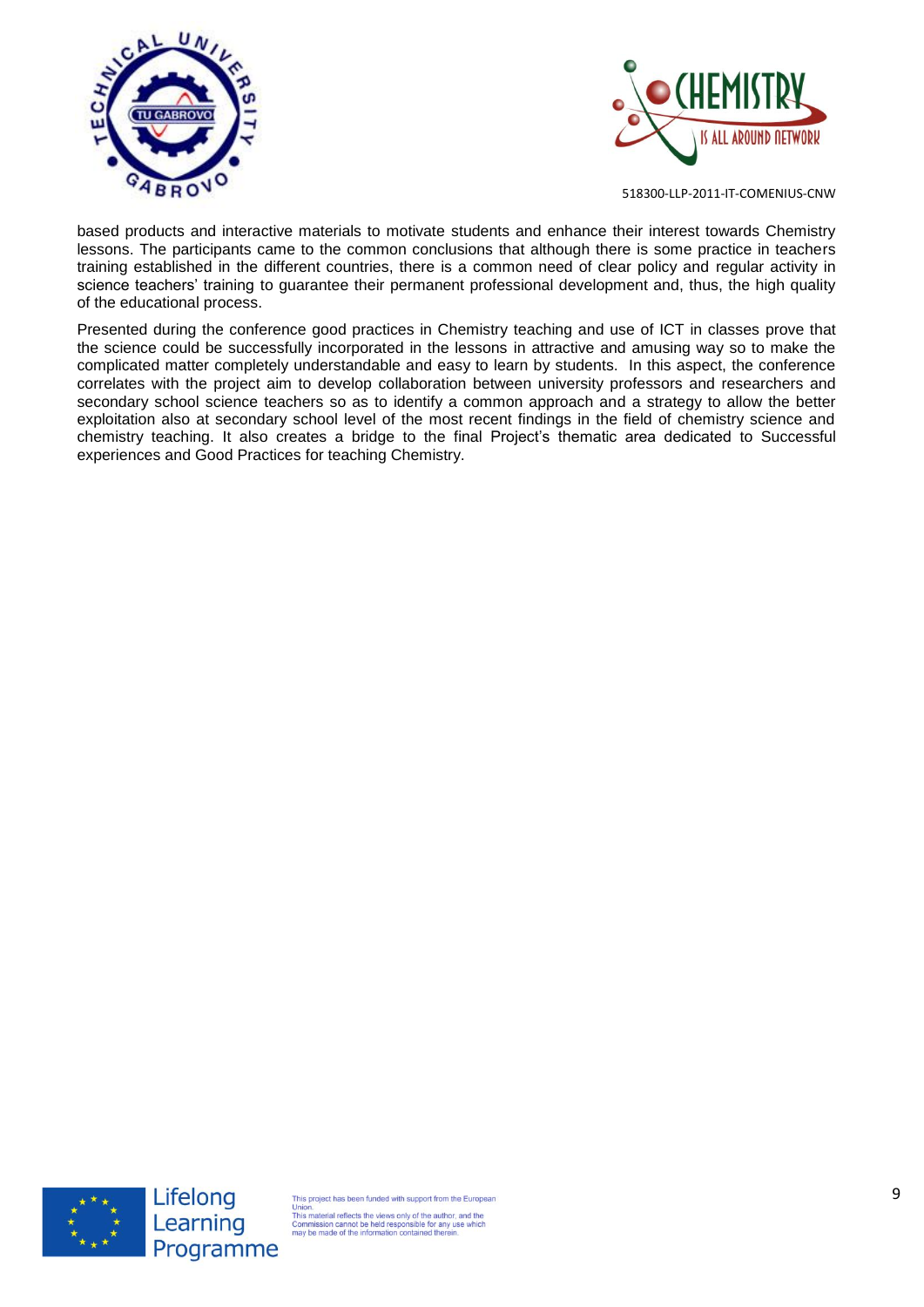based products and interactive materials to motivate students and enhance their interest towards Chemistry lessons. The participants came to the common conclusions that although there is some practice in teachers training established in the different countries, there is a common need of clear policy and regular activity in science teachers' training to guarantee their permanent professional development and, thus, the high quality of the educational process.

Presented during the conference good practices in Chemistry teaching and use of ICT in classes prove that the science could be successfully incorporated in the lessons in attractive and amusing way so to make the complicated matter completely understandable and easy to learn by students. In this aspect, the conference correlates with the project aim to develop collaboration between university professors and researchers and secondary school science teachers so as to identify a common approach and a strategy to allow the better exploitation also at secondary school level of the most recent findings in the field of chemistry science and chemistry teaching. It also creates a bridge to the final Project's thematic area dedicated to Successful experiences and Good Practices for teaching Chemistry.